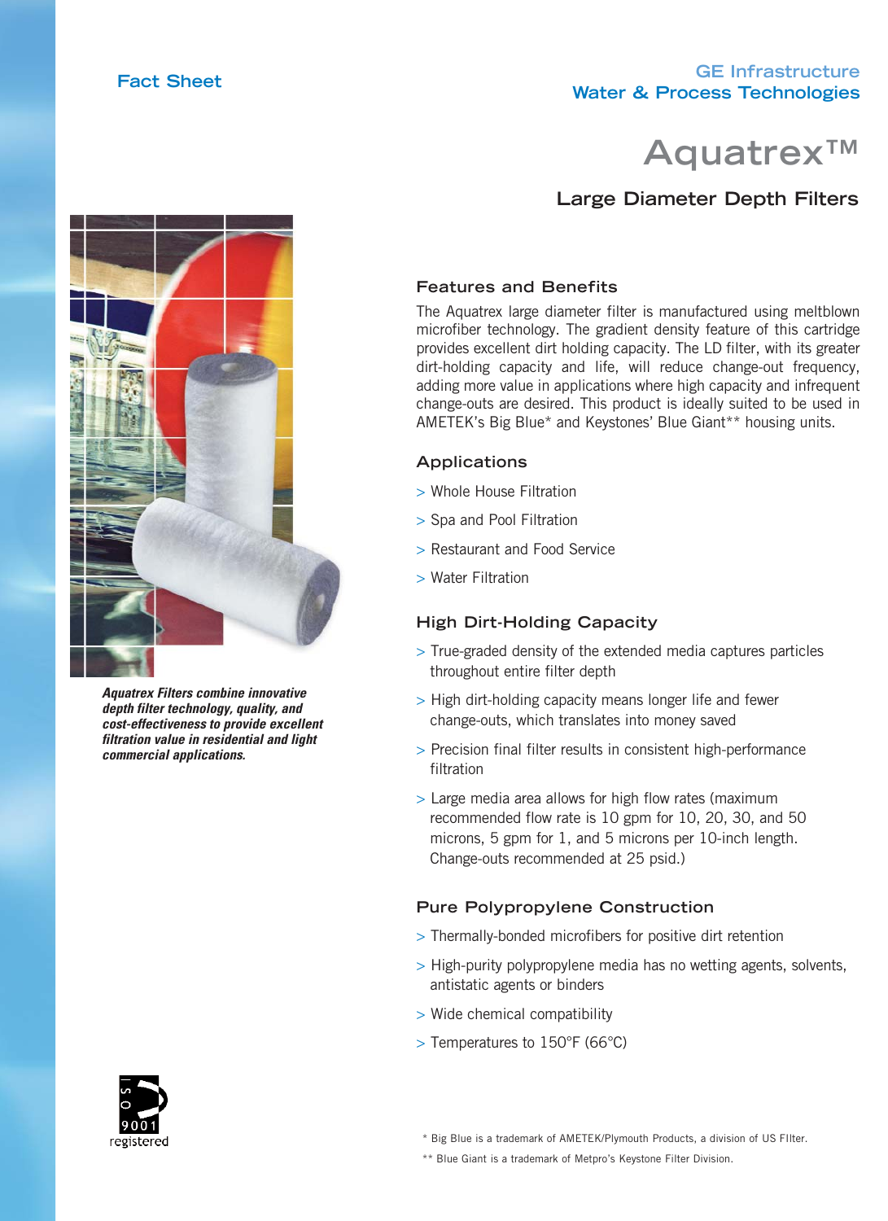Fact Sheet

GE Infrastructure
Water & Process Technologies

# Aquatrex™

## Large Diameter Depth Filters

*Aquatrex Filters combine innovative depth filter technology, quality, and cost-effectiveness to provide excellent filtration value in residential and light commercial applications.*

### Features and Benefits

The Aquatrex large diameter filter is manufactured using meltblown microfiber technology. The gradient density feature of this cartridge provides excellent dirt holding capacity. The LD filter, with its greater dirt-holding capacity and life, will reduce change-out frequency, adding more value in applications where high capacity and infrequent change-outs are desired. This product is ideally suited to be used in AMETEK's Big Blue* and Keystones' Blue Giant** housing units.

### Applications

> Whole House Filtration

> Spa and Pool Filtration

> Restaurant and Food Service

> Water Filtration

### High Dirt-Holding Capacity

> True-graded density of the extended media captures particles throughout entire filter depth

> High dirt-holding capacity means longer life and fewer change-outs, which translates into money saved

> Precision final filter results in consistent high-performance filtration

> Large media area allows for high flow rates (maximum recommended flow rate is 10 gpm for 10, 20, 30, and 50 microns, 5 gpm for 1, and 5 microns per 10-inch length. Change-outs recommended at 25 psid.)

### Pure Polypropylene Construction

> Thermally-bonded microfibers for positive dirt retention

> High-purity polypropylene media has no wetting agents, solvents, antistatic agents or binders

> Wide chemical compatibility

> Temperatures to 150°F (66°C)

ISO 9001 registered

\* Big Blue is a trademark of AMETEK/Plymouth Products, a division of US FIlter.

\*\* Blue Giant is a trademark of Metpro's Keystone Filter Division.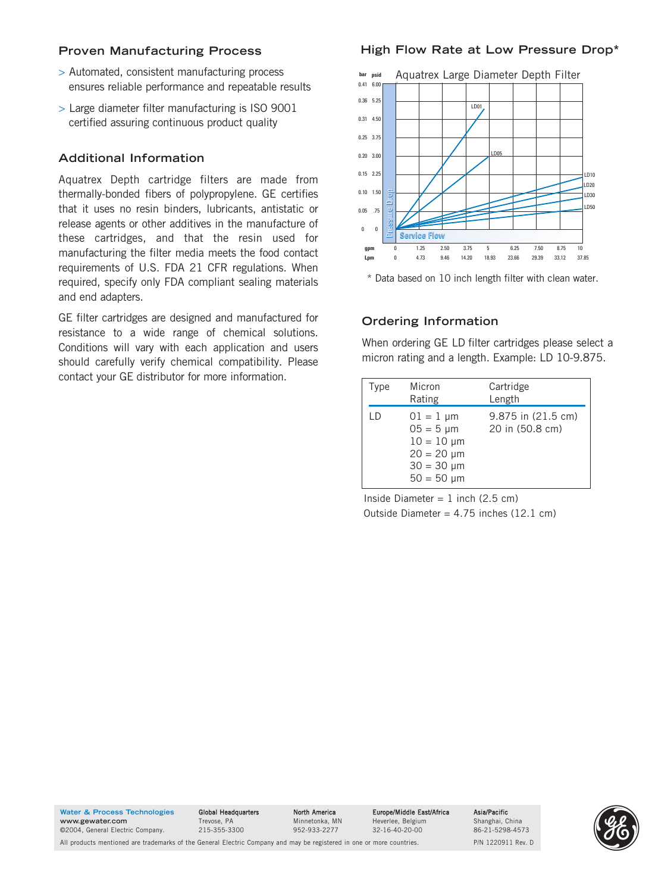## Proven Manufacturing Process

> Automated, consistent manufacturing process ensures reliable performance and repeatable results

> Large diameter filter manufacturing is ISO 9001 certified assuring continuous product quality

## Additional Information

Aquatrex Depth cartridge filters are made from thermally-bonded fibers of polypropylene. GE certifies that it uses no resin binders, lubricants, antistatic or release agents or other additives in the manufacture of these cartridges, and that the resin used for manufacturing the filter media meets the food contact requirements of U.S. FDA 21 CFR regulations. When required, specify only FDA compliant sealing materials and end adapters.

GE filter cartridges are designed and manufactured for resistance to a wide range of chemical solutions. Conditions will vary with each application and users should carefully verify chemical compatibility. Please contact your GE distributor for more information.

## High Flow Rate at Low Pressure Drop*

Aquatrex Large Diameter Depth Filter

bar psid

0.41 6.00

0.36 5.25

0.31 4.50

0.25 3.75

0.20 3.00

0.15 2.25

0.10 1.50

0.05 .75

0 0

Pressure Drop

Service Flow

LD01 LD05 LD10 LD20 LD30 LD50

gpm 0 1.25 2.50 3.75 5 6.25 7.50 8.75 10

Lpm 0 4.73 9.46 14.20 18.93 23.66 29.39 33.12 37.85

\* Data based on 10 inch length filter with clean water.

## Ordering Information

When ordering GE LD filter cartridges please select a micron rating and a length. Example: LD 10-9.875.

| Type | Micron Rating | Cartridge Length |
|---|---|---|
| LD | 01 = 1 µm<br>05 = 5 µm<br>10 = 10 µm<br>20 = 20 µm<br>30 = 30 µm<br>50 = 50 µm | 9.875 in (21.5 cm)<br>20 in (50.8 cm) |

Inside Diameter = 1 inch (2.5 cm)

Outside Diameter = 4.75 inches (12.1 cm)

Water & Process Technologies
www.gewater.com
©2004, General Electric Company.

Global Headquarters
Trevose, PA
215-355-3300

North America
Minnetonka, MN
952-933-2277

Europe/Middle East/Africa
Heverlee, Belgium
32-16-40-20-00

Asia/Pacific
Shanghai, China
86-21-5298-4573

All products mentioned are trademarks of the General Electric Company and may be registered in one or more countries.

P/N 1220911 Rev. D